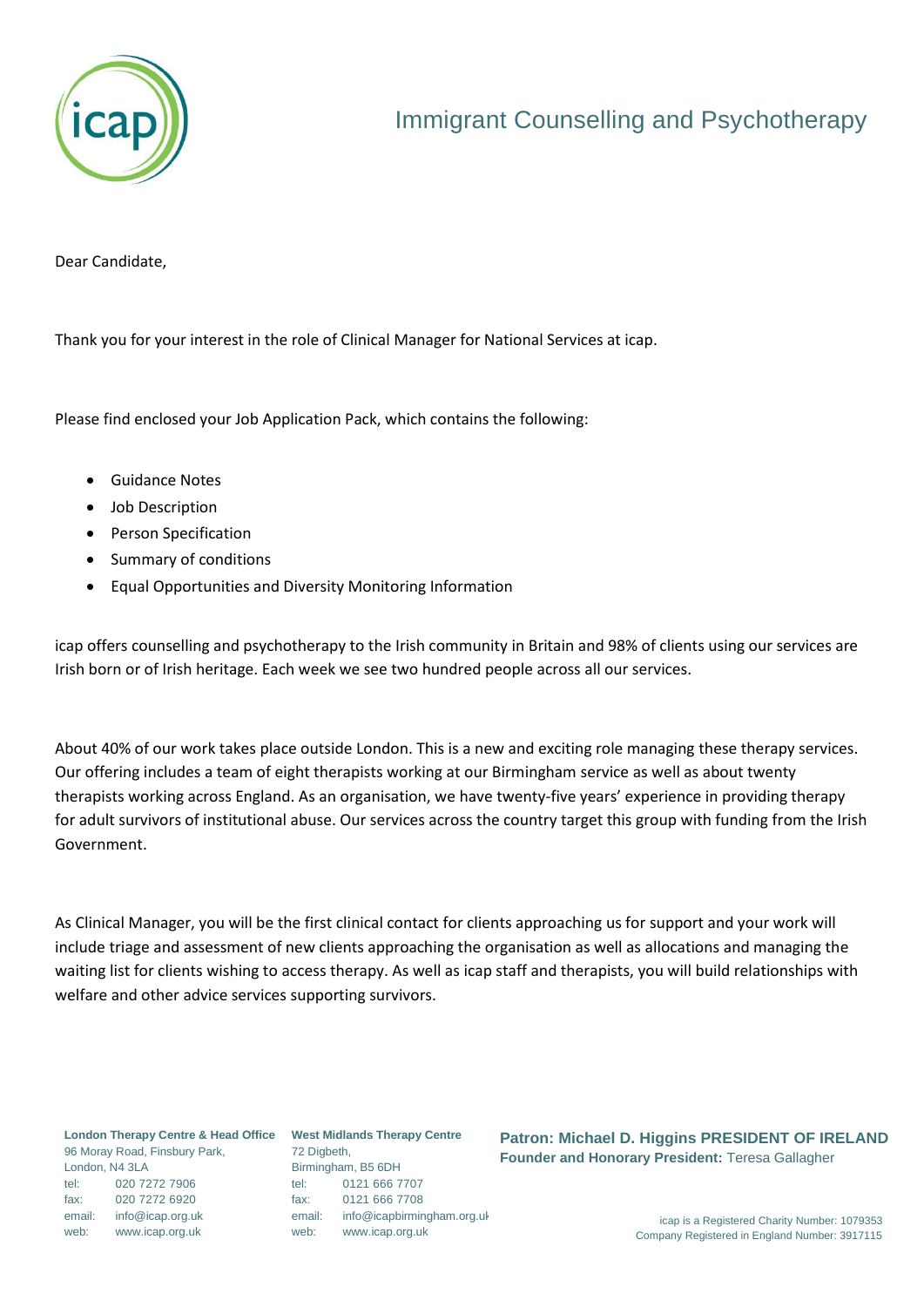# Immigrant Counselling and Psychotherapy

Dear Candidate,

Thank you for your interest in the role of Clinical Manager for National Services at icap.

Please find enclosed your Job Application Pack, which contains the following:

- Guidance Notes
- Job Description
- Person Specification
- Summary of conditions
- Equal Opportunities and Diversity Monitoring Information

icap offers counselling and psychotherapy to the Irish community in Britain and 98% of clients using our services are Irish born or of Irish heritage. Each week we see two hundred people across all our services.

About 40% of our work takes place outside London. This is a new and exciting role managing these therapy services. Our offering includes a team of eight therapists working at our Birmingham service as well as about twenty therapists working across England. As an organisation, we have twenty-five years' experience in providing therapy for adult survivors of institutional abuse. Our services across the country target this group with funding from the Irish Government.

As Clinical Manager, you will be the first clinical contact for clients approaching us for support and your work will include triage and assessment of new clients approaching the organisation as well as allocations and managing the waiting list for clients wishing to access therapy. As well as icap staff and therapists, you will build relationships with welfare and other advice services supporting survivors.

**London Therapy Centre & Head Office**
96 Moray Road, Finsbury Park,
London, N4 3LA
tel: 020 7272 7906
fax: 020 7272 6920
email: info@icap.org.uk
web: www.icap.org.uk

**West Midlands Therapy Centre**
72 Digbeth,
Birmingham, B5 6DH
tel: 0121 666 7707
fax: 0121 666 7708
email: info@icapbirmingham.org.uk
web: www.icap.org.uk

**Patron: Michael D. Higgins PRESIDENT OF IRELAND**
**Founder and Honorary President:** Teresa Gallagher

icap is a Registered Charity Number: 1079353
Company Registered in England Number: 3917115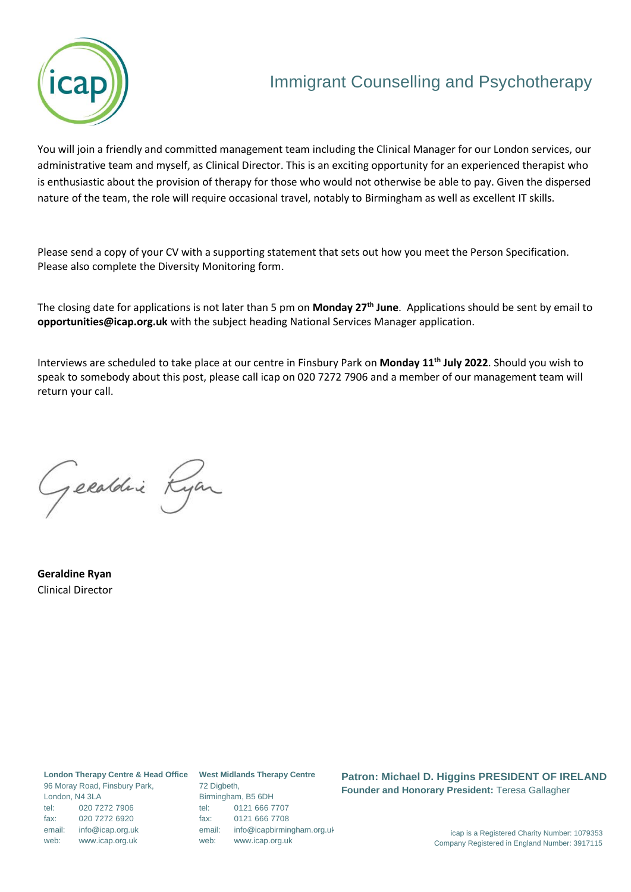# Immigrant Counselling and Psychotherapy

You will join a friendly and committed management team including the Clinical Manager for our London services, our administrative team and myself, as Clinical Director. This is an exciting opportunity for an experienced therapist who is enthusiastic about the provision of therapy for those who would not otherwise be able to pay. Given the dispersed nature of the team, the role will require occasional travel, notably to Birmingham as well as excellent IT skills.

Please send a copy of your CV with a supporting statement that sets out how you meet the Person Specification. Please also complete the Diversity Monitoring form.

The closing date for applications is not later than 5 pm on **Monday 27th June**. Applications should be sent by email to **opportunities@icap.org.uk** with the subject heading National Services Manager application.

Interviews are scheduled to take place at our centre in Finsbury Park on **Monday 11th July 2022**. Should you wish to speak to somebody about this post, please call icap on 020 7272 7906 and a member of our management team will return your call.

Geraldine Ryan

**Geraldine Ryan**
Clinical Director

**London Therapy Centre & Head Office**
96 Moray Road, Finsbury Park,
London, N4 3LA
tel: 020 7272 7906
fax: 020 7272 6920
email: info@icap.org.uk
web: www.icap.org.uk

**West Midlands Therapy Centre**
72 Digbeth,
Birmingham, B5 6DH
tel: 0121 666 7707
fax: 0121 666 7708
email: info@icapbirmingham.org.uk
web: www.icap.org.uk

**Patron: Michael D. Higgins PRESIDENT OF IRELAND**
**Founder and Honorary President:** Teresa Gallagher

icap is a Registered Charity Number: 1079353
Company Registered in England Number: 3917115